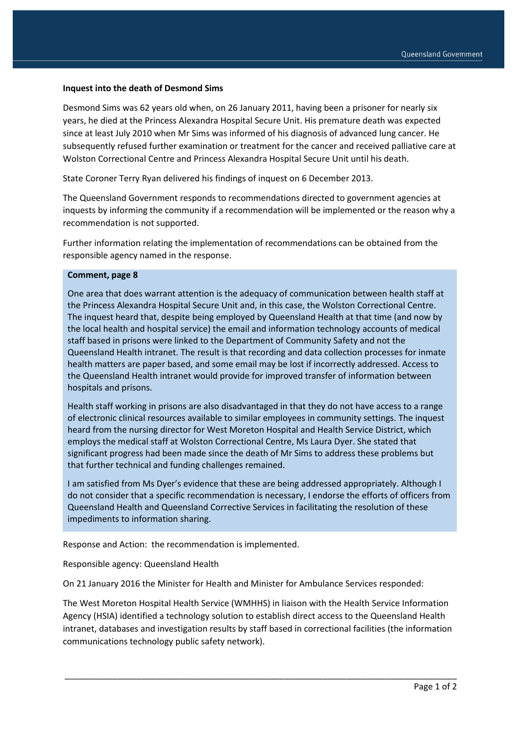**Inquest into the death of Desmond Sims**

Desmond Sims was 62 years old when, on 26 January 2011, having been a prisoner for nearly six years, he died at the Princess Alexandra Hospital Secure Unit. His premature death was expected since at least July 2010 when Mr Sims was informed of his diagnosis of advanced lung cancer. He subsequently refused further examination or treatment for the cancer and received palliative care at Wolston Correctional Centre and Princess Alexandra Hospital Secure Unit until his death.

State Coroner Terry Ryan delivered his findings of inquest on 6 December 2013.

The Queensland Government responds to recommendations directed to government agencies at inquests by informing the community if a recommendation will be implemented or the reason why a recommendation is not supported.

Further information relating the implementation of recommendations can be obtained from the responsible agency named in the response.

**Comment, page 8**

One area that does warrant attention is the adequacy of communication between health staff at the Princess Alexandra Hospital Secure Unit and, in this case, the Wolston Correctional Centre. The inquest heard that, despite being employed by Queensland Health at that time (and now by the local health and hospital service) the email and information technology accounts of medical staff based in prisons were linked to the Department of Community Safety and not the Queensland Health intranet. The result is that recording and data collection processes for inmate health matters are paper based, and some email may be lost if incorrectly addressed. Access to the Queensland Health intranet would provide for improved transfer of information between hospitals and prisons.

Health staff working in prisons are also disadvantaged in that they do not have access to a range of electronic clinical resources available to similar employees in community settings. The inquest heard from the nursing director for West Moreton Hospital and Health Service District, which employs the medical staff at Wolston Correctional Centre, Ms Laura Dyer. She stated that significant progress had been made since the death of Mr Sims to address these problems but that further technical and funding challenges remained.

I am satisfied from Ms Dyer's evidence that these are being addressed appropriately. Although I do not consider that a specific recommendation is necessary, I endorse the efforts of officers from Queensland Health and Queensland Corrective Services in facilitating the resolution of these impediments to information sharing.

Response and Action: the recommendation is implemented.

Responsible agency: Queensland Health

On 21 January 2016 the Minister for Health and Minister for Ambulance Services responded:

The West Moreton Hospital Health Service (WMHHS) in liaison with the Health Service Information Agency (HSIA) identified a technology solution to establish direct access to the Queensland Health intranet, databases and investigation results by staff based in correctional facilities (the information communications technology public safety network).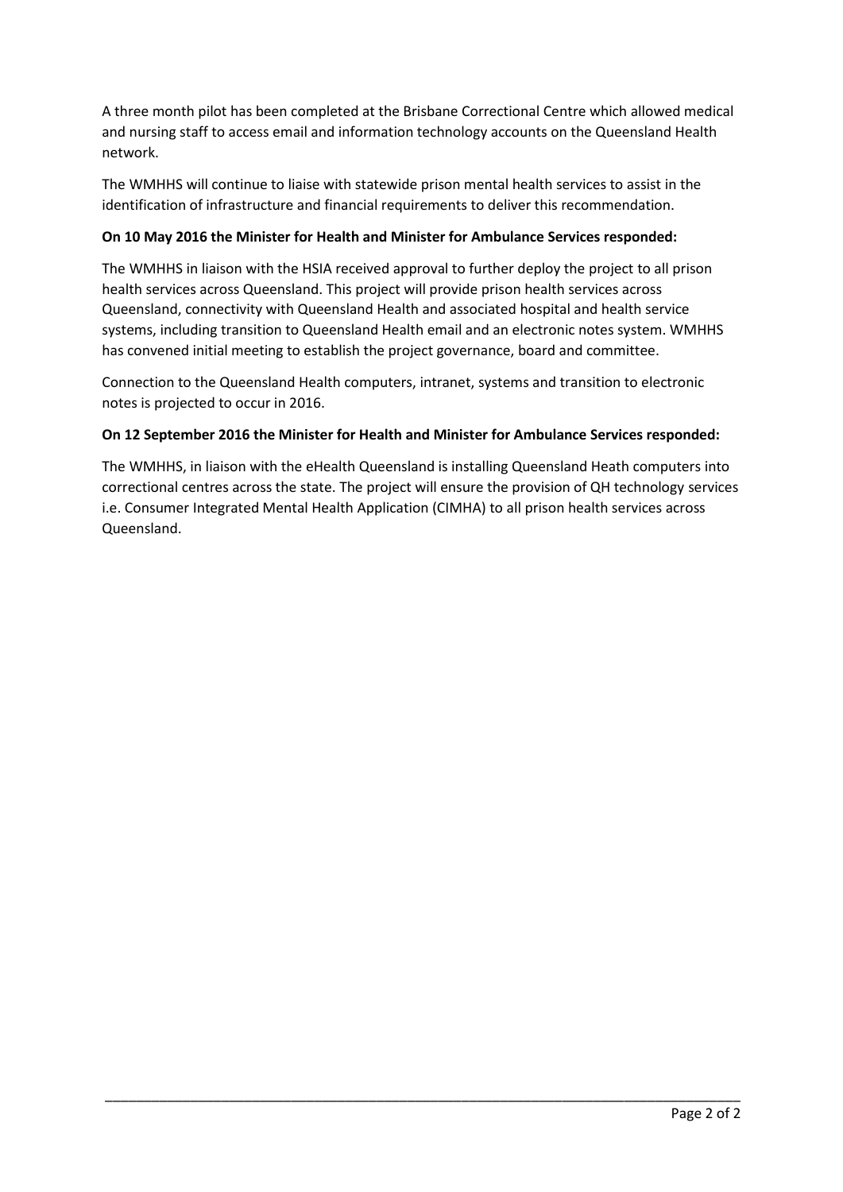A three month pilot has been completed at the Brisbane Correctional Centre which allowed medical and nursing staff to access email and information technology accounts on the Queensland Health network.

The WMHHS will continue to liaise with statewide prison mental health services to assist in the identification of infrastructure and financial requirements to deliver this recommendation.

**On 10 May 2016 the Minister for Health and Minister for Ambulance Services responded:**

The WMHHS in liaison with the HSIA received approval to further deploy the project to all prison health services across Queensland. This project will provide prison health services across Queensland, connectivity with Queensland Health and associated hospital and health service systems, including transition to Queensland Health email and an electronic notes system. WMHHS has convened initial meeting to establish the project governance, board and committee.

Connection to the Queensland Health computers, intranet, systems and transition to electronic notes is projected to occur in 2016.

**On 12 September 2016 the Minister for Health and Minister for Ambulance Services responded:**

The WMHHS, in liaison with the eHealth Queensland is installing Queensland Heath computers into correctional centres across the state. The project will ensure the provision of QH technology services i.e. Consumer Integrated Mental Health Application (CIMHA) to all prison health services across Queensland.